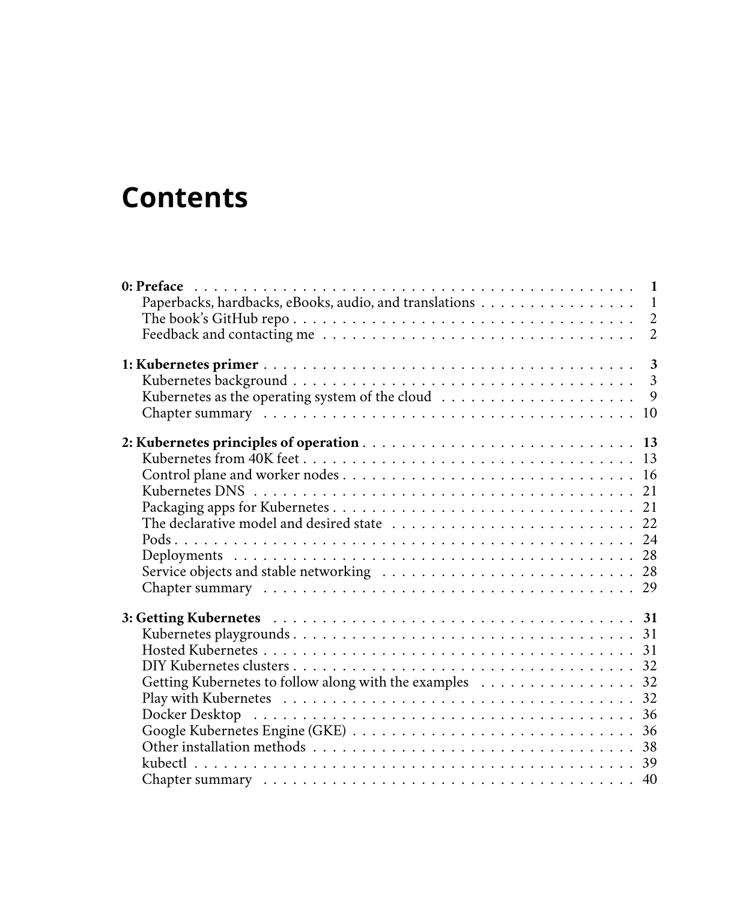# Contents

**0: Preface** . . . . . . . . . . . . . . . . . . . . . . . . . . . . . . . . . . . . . . . . . . . **1**
- Paperbacks, hardbacks, eBooks, audio, and translations . . . . . . . . . . . . . . . . 1
- The book's GitHub repo . . . . . . . . . . . . . . . . . . . . . . . . . . . . . . . . . . . . 2
- Feedback and contacting me . . . . . . . . . . . . . . . . . . . . . . . . . . . . . . . . . 2

**1: Kubernetes primer** . . . . . . . . . . . . . . . . . . . . . . . . . . . . . . . . . . . . . . **3**
- Kubernetes background . . . . . . . . . . . . . . . . . . . . . . . . . . . . . . . . . . . . 3
- Kubernetes as the operating system of the cloud . . . . . . . . . . . . . . . . . . . . 9
- Chapter summary . . . . . . . . . . . . . . . . . . . . . . . . . . . . . . . . . . . . . . . 10

**2: Kubernetes principles of operation** . . . . . . . . . . . . . . . . . . . . . . . . . . . . **13**
- Kubernetes from 40K feet . . . . . . . . . . . . . . . . . . . . . . . . . . . . . . . . . . 13
- Control plane and worker nodes . . . . . . . . . . . . . . . . . . . . . . . . . . . . . . 16
- Kubernetes DNS . . . . . . . . . . . . . . . . . . . . . . . . . . . . . . . . . . . . . . . . 21
- Packaging apps for Kubernetes . . . . . . . . . . . . . . . . . . . . . . . . . . . . . . . 21
- The declarative model and desired state . . . . . . . . . . . . . . . . . . . . . . . . . 22
- Pods . . . . . . . . . . . . . . . . . . . . . . . . . . . . . . . . . . . . . . . . . . . . . . . 24
- Deployments . . . . . . . . . . . . . . . . . . . . . . . . . . . . . . . . . . . . . . . . . . 28
- Service objects and stable networking . . . . . . . . . . . . . . . . . . . . . . . . . . 28
- Chapter summary . . . . . . . . . . . . . . . . . . . . . . . . . . . . . . . . . . . . . . . 29

**3: Getting Kubernetes** . . . . . . . . . . . . . . . . . . . . . . . . . . . . . . . . . . . . . **31**
- Kubernetes playgrounds . . . . . . . . . . . . . . . . . . . . . . . . . . . . . . . . . . . 31
- Hosted Kubernetes . . . . . . . . . . . . . . . . . . . . . . . . . . . . . . . . . . . . . . 31
- DIY Kubernetes clusters . . . . . . . . . . . . . . . . . . . . . . . . . . . . . . . . . . . 32
- Getting Kubernetes to follow along with the examples . . . . . . . . . . . . . . . . 32
- Play with Kubernetes . . . . . . . . . . . . . . . . . . . . . . . . . . . . . . . . . . . . . 32
- Docker Desktop . . . . . . . . . . . . . . . . . . . . . . . . . . . . . . . . . . . . . . . . 36
- Google Kubernetes Engine (GKE) . . . . . . . . . . . . . . . . . . . . . . . . . . . . . . 36
- Other installation methods . . . . . . . . . . . . . . . . . . . . . . . . . . . . . . . . . . 38
- kubectl . . . . . . . . . . . . . . . . . . . . . . . . . . . . . . . . . . . . . . . . . . . . . . 39
- Chapter summary . . . . . . . . . . . . . . . . . . . . . . . . . . . . . . . . . . . . . . . 40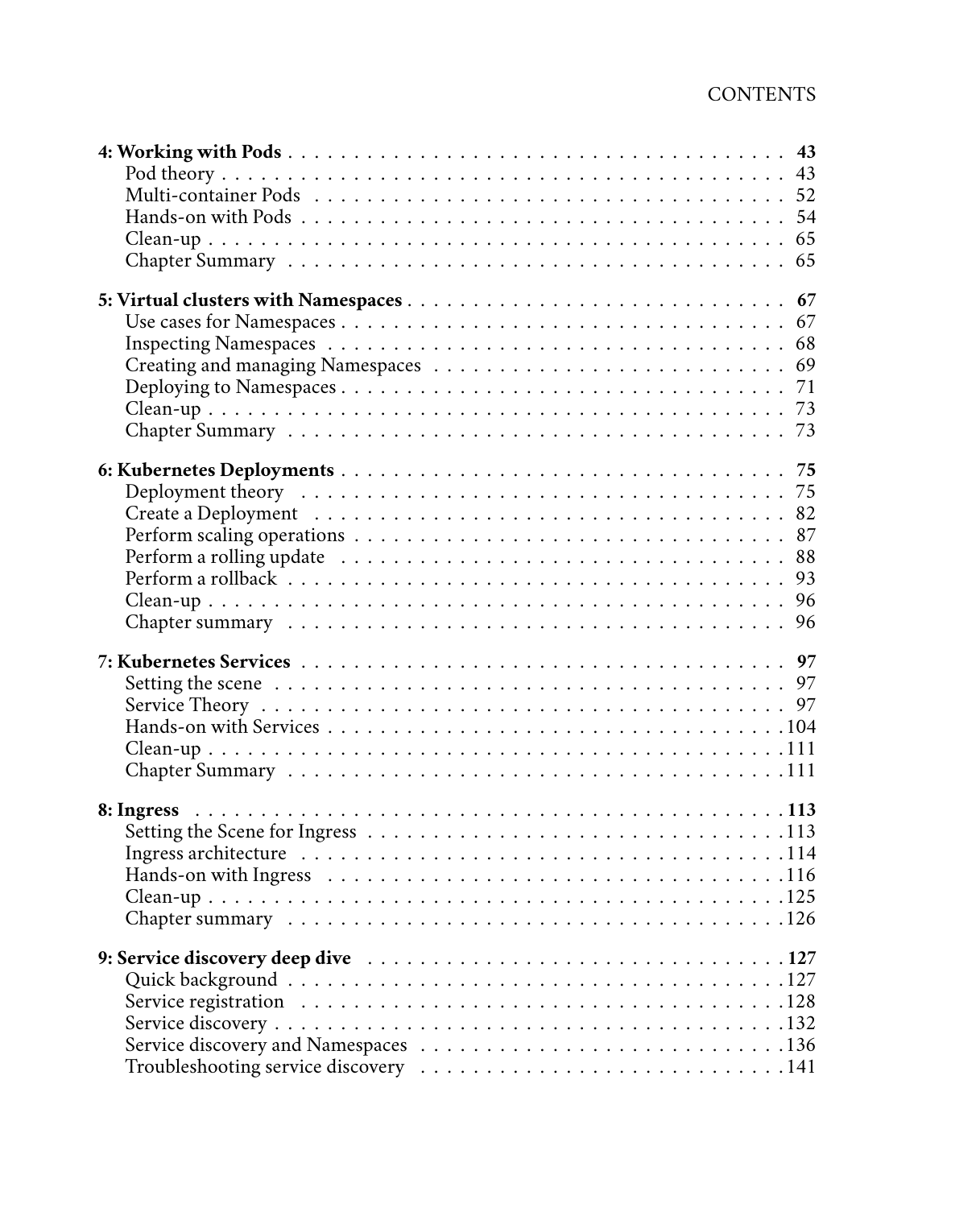**4: Working with Pods** . . . . . . . . . . . . . . . . . . . . . . . . . . . . . . . . . . . . **43**
- Pod theory . . . . . . . . . . . . . . . . . . . . . . . . . . . . . . . . . . . . . . . 43
- Multi-container Pods . . . . . . . . . . . . . . . . . . . . . . . . . . . . . . . . . 52
- Hands-on with Pods . . . . . . . . . . . . . . . . . . . . . . . . . . . . . . . . . 54
- Clean-up . . . . . . . . . . . . . . . . . . . . . . . . . . . . . . . . . . . . . . . . 65
- Chapter Summary . . . . . . . . . . . . . . . . . . . . . . . . . . . . . . . . . . 65

**5: Virtual clusters with Namespaces** . . . . . . . . . . . . . . . . . . . . . . . . . . **67**
- Use cases for Namespaces . . . . . . . . . . . . . . . . . . . . . . . . . . . . . . 67
- Inspecting Namespaces . . . . . . . . . . . . . . . . . . . . . . . . . . . . . . . 68
- Creating and managing Namespaces . . . . . . . . . . . . . . . . . . . . . . . 69
- Deploying to Namespaces . . . . . . . . . . . . . . . . . . . . . . . . . . . . . . 71
- Clean-up . . . . . . . . . . . . . . . . . . . . . . . . . . . . . . . . . . . . . . . . 73
- Chapter Summary . . . . . . . . . . . . . . . . . . . . . . . . . . . . . . . . . . 73

**6: Kubernetes Deployments** . . . . . . . . . . . . . . . . . . . . . . . . . . . . . . . **75**
- Deployment theory . . . . . . . . . . . . . . . . . . . . . . . . . . . . . . . . . 75
- Create a Deployment . . . . . . . . . . . . . . . . . . . . . . . . . . . . . . . . 82
- Perform scaling operations . . . . . . . . . . . . . . . . . . . . . . . . . . . . . 87
- Perform a rolling update . . . . . . . . . . . . . . . . . . . . . . . . . . . . . . 88
- Perform a rollback . . . . . . . . . . . . . . . . . . . . . . . . . . . . . . . . . . 93
- Clean-up . . . . . . . . . . . . . . . . . . . . . . . . . . . . . . . . . . . . . . . . 96
- Chapter summary . . . . . . . . . . . . . . . . . . . . . . . . . . . . . . . . . . 96

**7: Kubernetes Services** . . . . . . . . . . . . . . . . . . . . . . . . . . . . . . . . . . **97**
- Setting the scene . . . . . . . . . . . . . . . . . . . . . . . . . . . . . . . . . . . 97
- Service Theory . . . . . . . . . . . . . . . . . . . . . . . . . . . . . . . . . . . . 97
- Hands-on with Services . . . . . . . . . . . . . . . . . . . . . . . . . . . . . . . 104
- Clean-up . . . . . . . . . . . . . . . . . . . . . . . . . . . . . . . . . . . . . . . . 111
- Chapter Summary . . . . . . . . . . . . . . . . . . . . . . . . . . . . . . . . . . 111

**8: Ingress** . . . . . . . . . . . . . . . . . . . . . . . . . . . . . . . . . . . . . . . . . . **113**
- Setting the Scene for Ingress . . . . . . . . . . . . . . . . . . . . . . . . . . . . 113
- Ingress architecture . . . . . . . . . . . . . . . . . . . . . . . . . . . . . . . . . 114
- Hands-on with Ingress . . . . . . . . . . . . . . . . . . . . . . . . . . . . . . . 116
- Clean-up . . . . . . . . . . . . . . . . . . . . . . . . . . . . . . . . . . . . . . . . 125
- Chapter summary . . . . . . . . . . . . . . . . . . . . . . . . . . . . . . . . . . 126

**9: Service discovery deep dive** . . . . . . . . . . . . . . . . . . . . . . . . . . . . . **127**
- Quick background . . . . . . . . . . . . . . . . . . . . . . . . . . . . . . . . . . 127
- Service registration . . . . . . . . . . . . . . . . . . . . . . . . . . . . . . . . . 128
- Service discovery . . . . . . . . . . . . . . . . . . . . . . . . . . . . . . . . . . . 132
- Service discovery and Namespaces . . . . . . . . . . . . . . . . . . . . . . . . 136
- Troubleshooting service discovery . . . . . . . . . . . . . . . . . . . . . . . . 141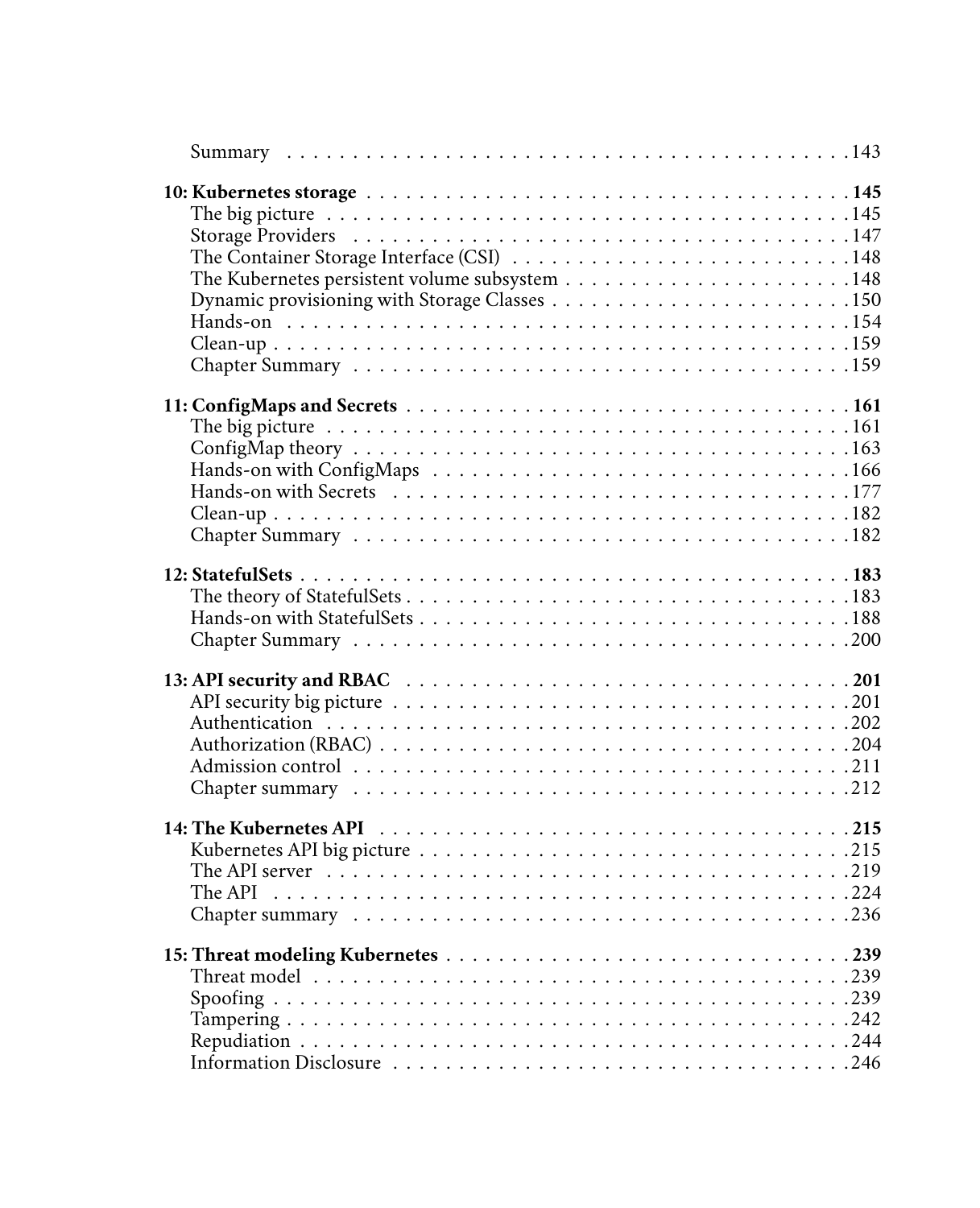Summary . . . . . . . . . . . . . . . . . . . . . . . . . . . . . . . . . . . . . . . . . . . 143

**10: Kubernetes storage . . . . . . . . . . . . . . . . . . . . . . . . . . . . . . . . . . . . . 145**
The big picture . . . . . . . . . . . . . . . . . . . . . . . . . . . . . . . . . . . . . . . . . 145
Storage Providers . . . . . . . . . . . . . . . . . . . . . . . . . . . . . . . . . . . . . . . 147
The Container Storage Interface (CSI) . . . . . . . . . . . . . . . . . . . . . . . . . . . 148
The Kubernetes persistent volume subsystem . . . . . . . . . . . . . . . . . . . . . . 148
Dynamic provisioning with Storage Classes . . . . . . . . . . . . . . . . . . . . . . . 150
Hands-on . . . . . . . . . . . . . . . . . . . . . . . . . . . . . . . . . . . . . . . . . . . . 154
Clean-up . . . . . . . . . . . . . . . . . . . . . . . . . . . . . . . . . . . . . . . . . . . . 159
Chapter Summary . . . . . . . . . . . . . . . . . . . . . . . . . . . . . . . . . . . . . . . 159

**11: ConfigMaps and Secrets . . . . . . . . . . . . . . . . . . . . . . . . . . . . . . . . . 161**
The big picture . . . . . . . . . . . . . . . . . . . . . . . . . . . . . . . . . . . . . . . . . 161
ConfigMap theory . . . . . . . . . . . . . . . . . . . . . . . . . . . . . . . . . . . . . . . 163
Hands-on with ConfigMaps . . . . . . . . . . . . . . . . . . . . . . . . . . . . . . . . . 166
Hands-on with Secrets . . . . . . . . . . . . . . . . . . . . . . . . . . . . . . . . . . . . 177
Clean-up . . . . . . . . . . . . . . . . . . . . . . . . . . . . . . . . . . . . . . . . . . . . 182
Chapter Summary . . . . . . . . . . . . . . . . . . . . . . . . . . . . . . . . . . . . . . . 182

**12: StatefulSets . . . . . . . . . . . . . . . . . . . . . . . . . . . . . . . . . . . . . . . . 183**
The theory of StatefulSets . . . . . . . . . . . . . . . . . . . . . . . . . . . . . . . . . . 183
Hands-on with StatefulSets . . . . . . . . . . . . . . . . . . . . . . . . . . . . . . . . . 188
Chapter Summary . . . . . . . . . . . . . . . . . . . . . . . . . . . . . . . . . . . . . . . 200

**13: API security and RBAC . . . . . . . . . . . . . . . . . . . . . . . . . . . . . . . . . 201**
API security big picture . . . . . . . . . . . . . . . . . . . . . . . . . . . . . . . . . . . 201
Authentication . . . . . . . . . . . . . . . . . . . . . . . . . . . . . . . . . . . . . . . . . 202
Authorization (RBAC) . . . . . . . . . . . . . . . . . . . . . . . . . . . . . . . . . . . . 204
Admission control . . . . . . . . . . . . . . . . . . . . . . . . . . . . . . . . . . . . . . . 211
Chapter summary . . . . . . . . . . . . . . . . . . . . . . . . . . . . . . . . . . . . . . . 212

**14: The Kubernetes API . . . . . . . . . . . . . . . . . . . . . . . . . . . . . . . . . . . 215**
Kubernetes API big picture . . . . . . . . . . . . . . . . . . . . . . . . . . . . . . . . . 215
The API server . . . . . . . . . . . . . . . . . . . . . . . . . . . . . . . . . . . . . . . . . 219
The API . . . . . . . . . . . . . . . . . . . . . . . . . . . . . . . . . . . . . . . . . . . . . 224
Chapter summary . . . . . . . . . . . . . . . . . . . . . . . . . . . . . . . . . . . . . . . 236

**15: Threat modeling Kubernetes . . . . . . . . . . . . . . . . . . . . . . . . . . . . . . 239**
Threat model . . . . . . . . . . . . . . . . . . . . . . . . . . . . . . . . . . . . . . . . . . 239
Spoofing . . . . . . . . . . . . . . . . . . . . . . . . . . . . . . . . . . . . . . . . . . . . 239
Tampering . . . . . . . . . . . . . . . . . . . . . . . . . . . . . . . . . . . . . . . . . . . 242
Repudiation . . . . . . . . . . . . . . . . . . . . . . . . . . . . . . . . . . . . . . . . . . 244
Information Disclosure . . . . . . . . . . . . . . . . . . . . . . . . . . . . . . . . . . . . 246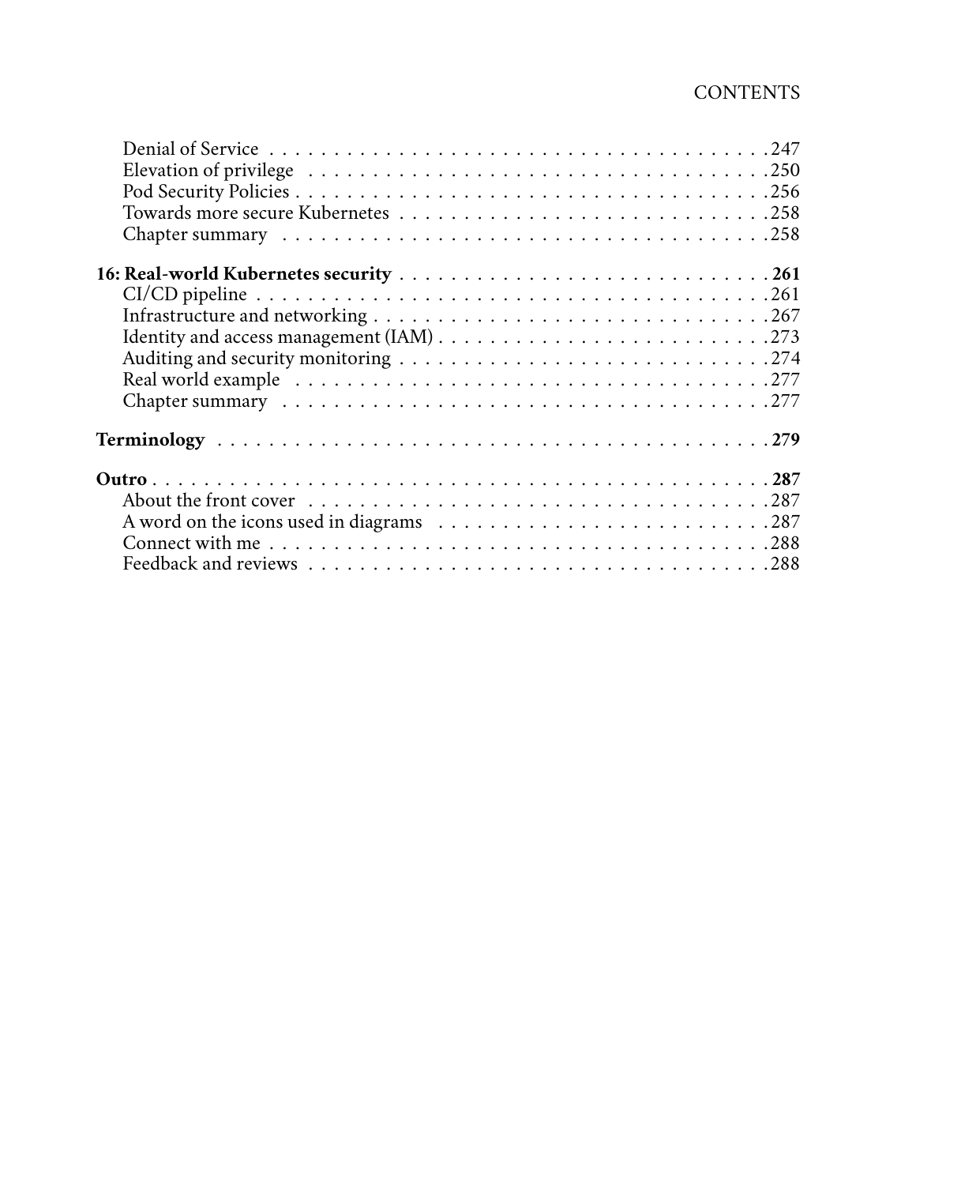- Denial of Service . . . . . . . . . . . . . . . . . . . . . . . . . . . . . . . . . . . . . 247
- Elevation of privilege . . . . . . . . . . . . . . . . . . . . . . . . . . . . . . . . . . 250
- Pod Security Policies . . . . . . . . . . . . . . . . . . . . . . . . . . . . . . . . . . . 256
- Towards more secure Kubernetes . . . . . . . . . . . . . . . . . . . . . . . . . . 258
- Chapter summary . . . . . . . . . . . . . . . . . . . . . . . . . . . . . . . . . . . . 258

**16: Real-world Kubernetes security . . . . . . . . . . . . . . . . . . . . . . . . . . . . 261**

- CI/CD pipeline . . . . . . . . . . . . . . . . . . . . . . . . . . . . . . . . . . . . . . 261
- Infrastructure and networking . . . . . . . . . . . . . . . . . . . . . . . . . . . . 267
- Identity and access management (IAM) . . . . . . . . . . . . . . . . . . . . . . 273
- Auditing and security monitoring . . . . . . . . . . . . . . . . . . . . . . . . . . 274
- Real world example . . . . . . . . . . . . . . . . . . . . . . . . . . . . . . . . . . . 277
- Chapter summary . . . . . . . . . . . . . . . . . . . . . . . . . . . . . . . . . . . . 277

**Terminology . . . . . . . . . . . . . . . . . . . . . . . . . . . . . . . . . . . . . . . . . . 279**

**Outro . . . . . . . . . . . . . . . . . . . . . . . . . . . . . . . . . . . . . . . . . . . . . 287**

- About the front cover . . . . . . . . . . . . . . . . . . . . . . . . . . . . . . . . . 287
- A word on the icons used in diagrams . . . . . . . . . . . . . . . . . . . . . . . 287
- Connect with me . . . . . . . . . . . . . . . . . . . . . . . . . . . . . . . . . . . . 288
- Feedback and reviews . . . . . . . . . . . . . . . . . . . . . . . . . . . . . . . . . 288